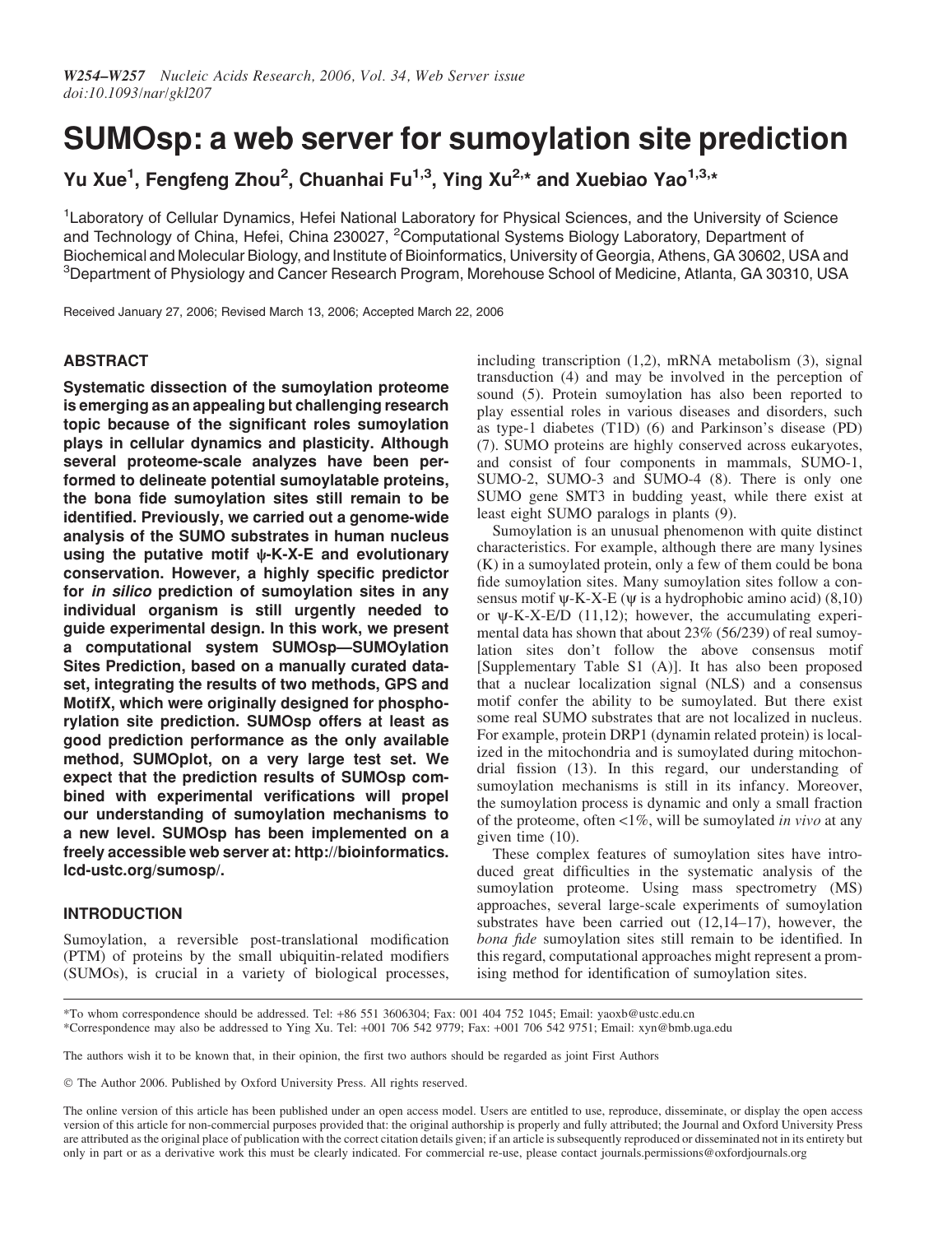# SUMOsp: a web server for sumoylation site prediction

**Yu Xue[1], Fengfeng Zhou[2], Chuanhai Fu[1,3], Ying Xu[2,*] and Xuebiao Yao[1,3,*]**

[1]Laboratory of Cellular Dynamics, Hefei National Laboratory for Physical Sciences, and the University of Science and Technology of China, Hefei, China 230027, [2]Computational Systems Biology Laboratory, Department of Biochemical and Molecular Biology, and Institute of Bioinformatics, University of Georgia, Athens, GA 30602, USA and [3]Department of Physiology and Cancer Research Program, Morehouse School of Medicine, Atlanta, GA 30310, USA

Received January 27, 2006; Revised March 13, 2006; Accepted March 22, 2006

## ABSTRACT

**Systematic dissection of the sumoylation proteome is emerging as an appealing but challenging research topic because of the significant roles sumoylation plays in cellular dynamics and plasticity. Although several proteome-scale analyzes have been performed to delineate potential sumoylatable proteins, the bona fide sumoylation sites still remain to be identified. Previously, we carried out a genome-wide analysis of the SUMO substrates in human nucleus using the putative motif ψ-K-X-E and evolutionary conservation. However, a highly specific predictor for *in silico* prediction of sumoylation sites in any individual organism is still urgently needed to guide experimental design. In this work, we present a computational system SUMOsp—SUMOylation Sites Prediction, based on a manually curated dataset, integrating the results of two methods, GPS and MotifX, which were originally designed for phosphorylation site prediction. SUMOsp offers at least as good prediction performance as the only available method, SUMOplot, on a very large test set. We expect that the prediction results of SUMOsp combined with experimental verifications will propel our understanding of sumoylation mechanisms to a new level. SUMOsp has been implemented on a freely accessible web server at: http://bioinformatics.lcd-ustc.org/sumosp/.**

## INTRODUCTION

Sumoylation, a reversible post-translational modification (PTM) of proteins by the small ubiquitin-related modifiers (SUMOs), is crucial in a variety of biological processes, including transcription (1,2), mRNA metabolism (3), signal transduction (4) and may be involved in the perception of sound (5). Protein sumoylation has also been reported to play essential roles in various diseases and disorders, such as type-1 diabetes (T1D) (6) and Parkinson's disease (PD) (7). SUMO proteins are highly conserved across eukaryotes, and consist of four components in mammals, SUMO-1, SUMO-2, SUMO-3 and SUMO-4 (8). There is only one SUMO gene SMT3 in budding yeast, while there exist at least eight SUMO paralogs in plants (9).

Sumoylation is an unusual phenomenon with quite distinct characteristics. For example, although there are many lysines (K) in a sumoylated protein, only a few of them could be bona fide sumoylation sites. Many sumoylation sites follow a consensus motif ψ-K-X-E (ψ is a hydrophobic amino acid) (8,10) or ψ-K-X-E/D (11,12); however, the accumulating experimental data has shown that about 23% (56/239) of real sumoylation sites don't follow the above consensus motif [Supplementary Table S1 (A)]. It has also been proposed that a nuclear localization signal (NLS) and a consensus motif confer the ability to be sumoylated. But there exist some real SUMO substrates that are not localized in nucleus. For example, protein DRP1 (dynamin related protein) is localized in the mitochondria and is sumoylated during mitochondrial fission (13). In this regard, our understanding of sumoylation mechanisms is still in its infancy. Moreover, the sumoylation process is dynamic and only a small fraction of the proteome, often <1%, will be sumoylated *in vivo* at any given time (10).

These complex features of sumoylation sites have introduced great difficulties in the systematic analysis of the sumoylation proteome. Using mass spectrometry (MS) approaches, several large-scale experiments of sumoylation substrates have been carried out (12,14–17), however, the *bona fide* sumoylation sites still remain to be identified. In this regard, computational approaches might represent a promising method for identification of sumoylation sites.

*To whom correspondence should be addressed. Tel: +86 551 3606304; Fax: 001 404 752 1045; Email: yaoxb@ustc.edu.cn

*Correspondence may also be addressed to Ying Xu. Tel: +001 706 542 9779; Fax: +001 706 542 9751; Email: xyn@bmb.uga.edu

The authors wish it to be known that, in their opinion, the first two authors should be regarded as joint First Authors

© The Author 2006. Published by Oxford University Press. All rights reserved.

The online version of this article has been published under an open access model. Users are entitled to use, reproduce, disseminate, or display the open access version of this article for non-commercial purposes provided that: the original authorship is properly and fully attributed; the Journal and Oxford University Press are attributed as the original place of publication with the correct citation details given; if an article is subsequently reproduced or disseminated not in its entirety but only in part or as a derivative work this must be clearly indicated. For commercial re-use, please contact journals.permissions@oxfordjournals.org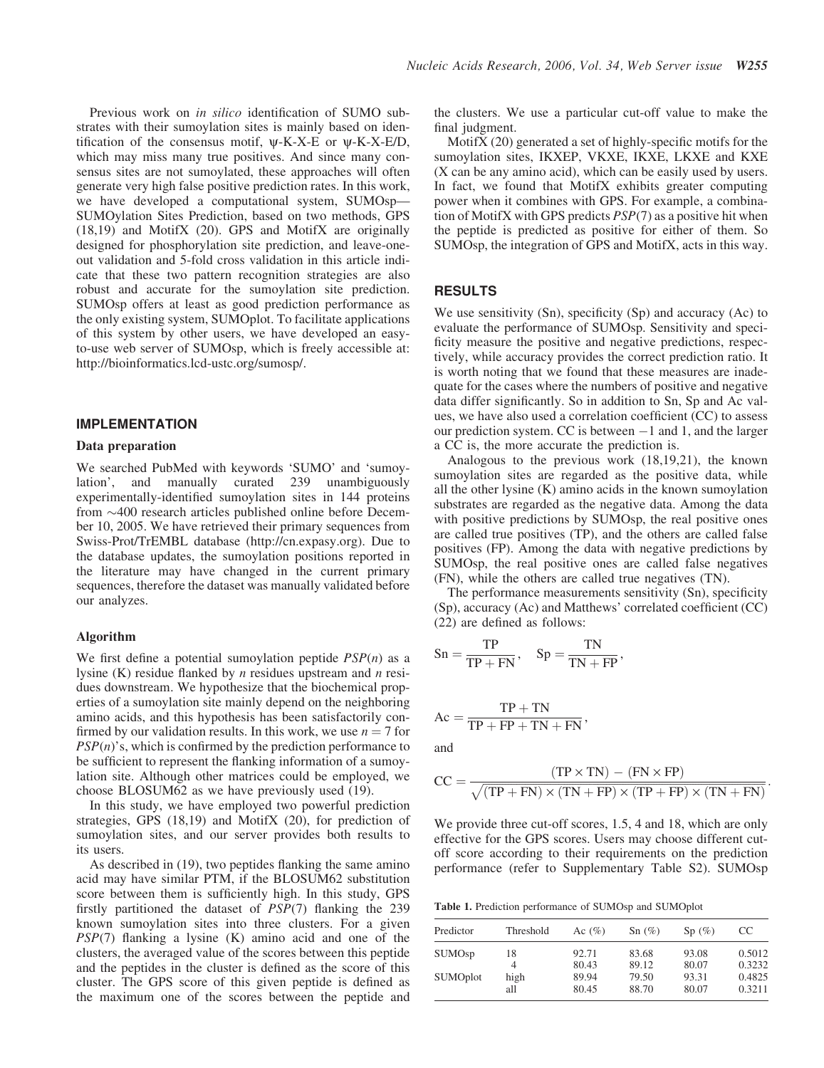Previous work on *in silico* identification of SUMO substrates with their sumoylation sites is mainly based on identification of the consensus motif, ψ-K-X-E or ψ-K-X-E/D, which may miss many true positives. And since many consensus sites are not sumoylated, these approaches will often generate very high false positive prediction rates. In this work, we have developed a computational system, SUMOsp—SUMOylation Sites Prediction, based on two methods, GPS (18,19) and MotifX (20). GPS and MotifX are originally designed for phosphorylation site prediction, and leave-one-out validation and 5-fold cross validation in this article indicate that these two pattern recognition strategies are also robust and accurate for the sumoylation site prediction. SUMOsp offers at least as good prediction performance as the only existing system, SUMOplot. To facilitate applications of this system by other users, we have developed an easy-to-use web server of SUMOsp, which is freely accessible at: http://bioinformatics.lcd-ustc.org/sumosp/.

## IMPLEMENTATION

### Data preparation

We searched PubMed with keywords 'SUMO' and 'sumoylation', and manually curated 239 unambiguously experimentally-identified sumoylation sites in 144 proteins from ~400 research articles published online before December 10, 2005. We have retrieved their primary sequences from Swiss-Prot/TrEMBL database (http://cn.expasy.org). Due to the database updates, the sumoylation positions reported in the literature may have changed in the current primary sequences, therefore the dataset was manually validated before our analyzes.

### Algorithm

We first define a potential sumoylation peptide *PSP*($n$) as a lysine (K) residue flanked by $n$ residues upstream and $n$ residues downstream. We hypothesize that the biochemical properties of a sumoylation site mainly depend on the neighboring amino acids, and this hypothesis has been satisfactorily confirmed by our validation results. In this work, we use $n = 7$ for *PSP*($n$)'s, which is confirmed by the prediction performance to be sufficient to represent the flanking information of a sumoylation site. Although other matrices could be employed, we choose BLOSUM62 as we have previously used (19).

In this study, we have employed two powerful prediction strategies, GPS (18,19) and MotifX (20), for prediction of sumoylation sites, and our server provides both results to its users.

As described in (19), two peptides flanking the same amino acid may have similar PTM, if the BLOSUM62 substitution score between them is sufficiently high. In this study, GPS firstly partitioned the dataset of *PSP*(7) flanking the 239 known sumoylation sites into three clusters. For a given *PSP*(7) flanking a lysine (K) amino acid and one of the clusters, the averaged value of the scores between this peptide and the peptides in the cluster is defined as the score of this cluster. The GPS score of this given peptide is defined as the maximum one of the scores between the peptide and the clusters. We use a particular cut-off value to make the final judgment.

MotifX (20) generated a set of highly-specific motifs for the sumoylation sites, IKXEP, VKXE, IKXE, LKXE and KXE (X can be any amino acid), which can be easily used by users. In fact, we found that MotifX exhibits greater computing power when it combines with GPS. For example, a combination of MotifX with GPS predicts *PSP*(7) as a positive hit when the peptide is predicted as positive for either of them. So SUMOsp, the integration of GPS and MotifX, acts in this way.

## RESULTS

We use sensitivity (Sn), specificity (Sp) and accuracy (Ac) to evaluate the performance of SUMOsp. Sensitivity and specificity measure the positive and negative predictions, respectively, while accuracy provides the correct prediction ratio. It is worth noting that we found that these measures are inadequate for the cases where the numbers of positive and negative data differ significantly. So in addition to Sn, Sp and Ac values, we have also used a correlation coefficient (CC) to assess our prediction system. CC is between −1 and 1, and the larger a CC is, the more accurate the prediction is.

Analogous to the previous work (18,19,21), the known sumoylation sites are regarded as the positive data, while all the other lysine (K) amino acids in the known sumoylation substrates are regarded as the negative data. Among the data with positive predictions by SUMOsp, the real positive ones are called true positives (TP), and the others are called false positives (FP). Among the data with negative predictions by SUMOsp, the real positive ones are called false negatives (FN), while the others are called true negatives (TN).

The performance measurements sensitivity (Sn), specificity (Sp), accuracy (Ac) and Matthews' correlated coefficient (CC) (22) are defined as follows:

$$\mathrm{Sn} = \frac{\mathrm{TP}}{\mathrm{TP} + \mathrm{FN}}, \quad \mathrm{Sp} = \frac{\mathrm{TN}}{\mathrm{TN} + \mathrm{FP}},$$

$$\mathrm{Ac} = \frac{\mathrm{TP} + \mathrm{TN}}{\mathrm{TP} + \mathrm{FP} + \mathrm{TN} + \mathrm{FN}},$$

and

$$\mathrm{CC} = \frac{(\mathrm{TP} \times \mathrm{TN}) - (\mathrm{FN} \times \mathrm{FP})}{\sqrt{(\mathrm{TP} + \mathrm{FN}) \times (\mathrm{TN} + \mathrm{FP}) \times (\mathrm{TP} + \mathrm{FP}) \times (\mathrm{TN} + \mathrm{FN})}}.$$

We provide three cut-off scores, 1.5, 4 and 18, which are only effective for the GPS scores. Users may choose different cut-off score according to their requirements on the prediction performance (refer to Supplementary Table S2). SUMOsp

**Table 1.** Prediction performance of SUMOsp and SUMOplot

| Predictor | Threshold | Ac (%) | Sn (%) | Sp (%) | CC |
|---|---|---|---|---|---|
| SUMOsp | 18 | 92.71 | 83.68 | 93.08 | 0.5012 |
| | 4 | 80.43 | 89.12 | 80.07 | 0.3232 |
| SUMOplot | high | 89.94 | 79.50 | 93.31 | 0.4825 |
| | all | 80.45 | 88.70 | 80.07 | 0.3211 |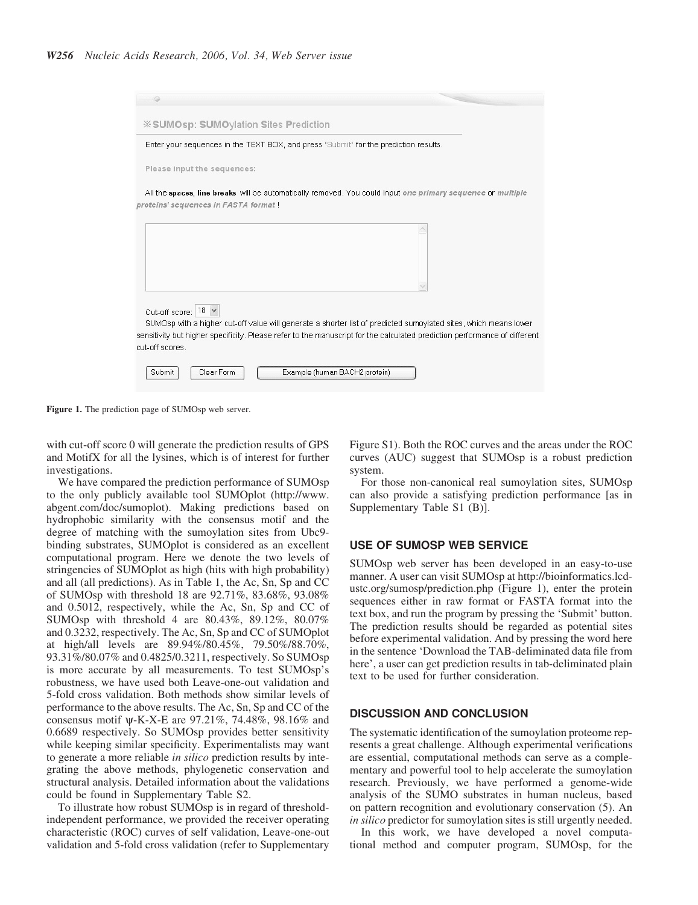Figure 1. The prediction page of SUMOsp web server.

with cut-off score 0 will generate the prediction results of GPS and MotifX for all the lysines, which is of interest for further investigations.

We have compared the prediction performance of SUMOsp to the only publicly available tool SUMOplot (http://www.abgent.com/doc/sumoplot). Making predictions based on hydrophobic similarity with the consensus motif and the degree of matching with the sumoylation sites from Ubc9-binding substrates, SUMOplot is considered as an excellent computational program. Here we denote the two levels of stringencies of SUMOplot as high (hits with high probability) and all (all predictions). As in Table 1, the Ac, Sn, Sp and CC of SUMOsp with threshold 18 are 92.71%, 83.68%, 93.08% and 0.5012, respectively, while the Ac, Sn, Sp and CC of SUMOsp with threshold 4 are 80.43%, 89.12%, 80.07% and 0.3232, respectively. The Ac, Sn, Sp and CC of SUMOplot at high/all levels are 89.94%/80.45%, 79.50%/88.70%, 93.31%/80.07% and 0.4825/0.3211, respectively. So SUMOsp is more accurate by all measurements. To test SUMOsp's robustness, we have used both Leave-one-out validation and 5-fold cross validation. Both methods show similar levels of performance to the above results. The Ac, Sn, Sp and CC of the consensus motif ψ-K-X-E are 97.21%, 74.48%, 98.16% and 0.6689 respectively. So SUMOsp provides better sensitivity while keeping similar specificity. Experimentalists may want to generate a more reliable *in silico* prediction results by integrating the above methods, phylogenetic conservation and structural analysis. Detailed information about the validations could be found in Supplementary Table S2.

To illustrate how robust SUMOsp is in regard of threshold-independent performance, we provided the receiver operating characteristic (ROC) curves of self validation, Leave-one-out validation and 5-fold cross validation (refer to Supplementary Figure S1). Both the ROC curves and the areas under the ROC curves (AUC) suggest that SUMOsp is a robust prediction system.

For those non-canonical real sumoylation sites, SUMOsp can also provide a satisfying prediction performance [as in Supplementary Table S1 (B)].

## USE OF SUMOSP WEB SERVICE

SUMOsp web server has been developed in an easy-to-use manner. A user can visit SUMOsp at http://bioinformatics.lcd-ustc.org/sumosp/prediction.php (Figure 1), enter the protein sequences either in raw format or FASTA format into the text box, and run the program by pressing the 'Submit' button. The prediction results should be regarded as potential sites before experimental validation. And by pressing the word here in the sentence 'Download the TAB-deliminated data file from here', a user can get prediction results in tab-deliminated plain text to be used for further consideration.

## DISCUSSION AND CONCLUSION

The systematic identification of the sumoylation proteome represents a great challenge. Although experimental verifications are essential, computational methods can serve as a complementary and powerful tool to help accelerate the sumoylation research. Previously, we have performed a genome-wide analysis of the SUMO substrates in human nucleus, based on pattern recognition and evolutionary conservation (5). An *in silico* predictor for sumoylation sites is still urgently needed.

In this work, we have developed a novel computational method and computer program, SUMOsp, for the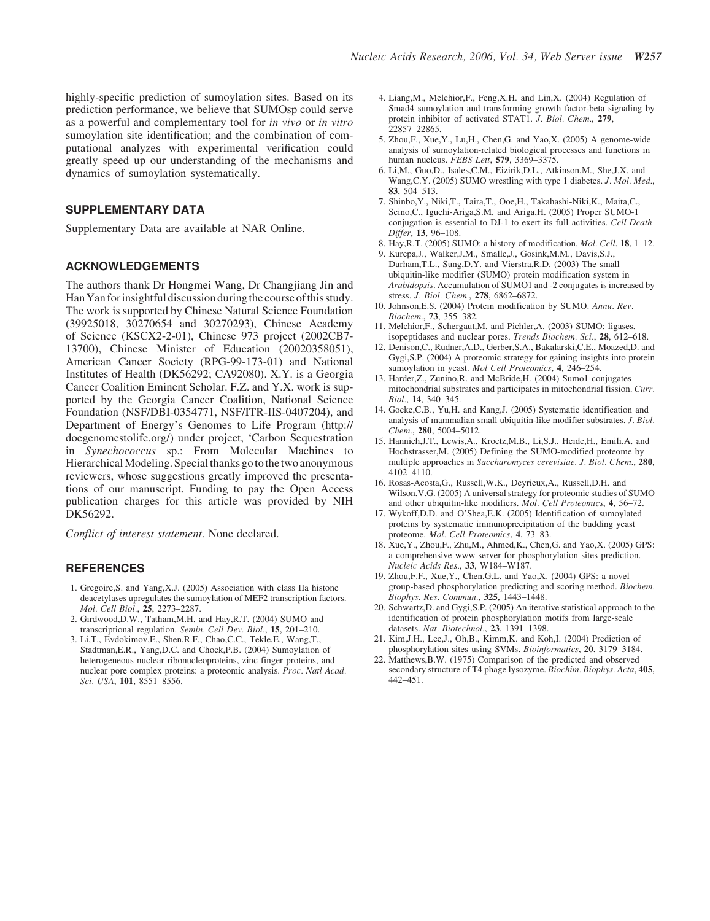highly-specific prediction of sumoylation sites. Based on its prediction performance, we believe that SUMOsp could serve as a powerful and complementary tool for *in vivo* or *in vitro* sumoylation site identification; and the combination of computational analyzes with experimental verification could greatly speed up our understanding of the mechanisms and dynamics of sumoylation systematically.

## SUPPLEMENTARY DATA

Supplementary Data are available at NAR Online.

## ACKNOWLEDGEMENTS

The authors thank Dr Hongmei Wang, Dr Changjiang Jin and Han Yan for insightful discussion during the course of this study. The work is supported by Chinese Natural Science Foundation (39925018, 30270654 and 30270293), Chinese Academy of Science (KSCX2-2-01), Chinese 973 project (2002CB713700), Chinese Minister of Education (20020358051), American Cancer Society (RPG-99-173-01) and National Institutes of Health (DK56292; CA92080). X.Y. is a Georgia Cancer Coalition Eminent Scholar. F.Z. and Y.X. work is supported by the Georgia Cancer Coalition, National Science Foundation (NSF/DBI-0354771, NSF/ITR-IIS-0407204), and Department of Energy's Genomes to Life Program (http://doegenomestolife.org/) under project, 'Carbon Sequestration in *Synechococcus* sp.: From Molecular Machines to Hierarchical Modeling. Special thanks go to the two anonymous reviewers, whose suggestions greatly improved the presentations of our manuscript. Funding to pay the Open Access publication charges for this article was provided by NIH DK56292.

*Conflict of interest statement*. None declared.

## REFERENCES

1. Gregoire,S. and Yang,X.J. (2005) Association with class IIa histone deacetylases upregulates the sumoylation of MEF2 transcription factors. *Mol. Cell Biol.*, **25**, 2273–2287.
2. Girdwood,D.W., Tatham,M.H. and Hay,R.T. (2004) SUMO and transcriptional regulation. *Semin. Cell Dev. Biol.*, **15**, 201–210.
3. Li,T., Evdokimov,E., Shen,R.F., Chao,C.C., Tekle,E., Wang,T., Stadtman,E.R., Yang,D.C. and Chock,P.B. (2004) Sumoylation of heterogeneous nuclear ribonucleoproteins, zinc finger proteins, and nuclear pore complex proteins: a proteomic analysis. *Proc. Natl Acad. Sci. USA*, **101**, 8551–8556.
4. Liang,M., Melchior,F., Feng,X.H. and Lin,X. (2004) Regulation of Smad4 sumoylation and transforming growth factor-beta signaling by protein inhibitor of activated STAT1. *J. Biol. Chem.*, **279**, 22857–22865.
5. Zhou,F., Xue,Y., Lu,H., Chen,G. and Yao,X. (2005) A genome-wide analysis of sumoylation-related biological processes and functions in human nucleus. *FEBS Lett*, **579**, 3369–3375.
6. Li,M., Guo,D., Isales,C.M., Eizirik,D.L., Atkinson,M., She,J.X. and Wang,C.Y. (2005) SUMO wrestling with type 1 diabetes. *J. Mol. Med.*, **83**, 504–513.
7. Shinbo,Y., Niki,T., Taira,T., Ooe,H., Takahashi-Niki,K., Maita,C., Seino,C., Iguchi-Ariga,S.M. and Ariga,H. (2005) Proper SUMO-1 conjugation is essential to DJ-1 to exert its full activities. *Cell Death Differ*, **13**, 96–108.
8. Hay,R.T. (2005) SUMO: a history of modification. *Mol. Cell*, **18**, 1–12.
9. Kurepa,J., Walker,J.M., Smalle,J., Gosink,M.M., Davis,S.J., Durham,T.L., Sung,D.Y. and Vierstra,R.D. (2003) The small ubiquitin-like modifier (SUMO) protein modification system in *Arabidopsis*. Accumulation of SUMO1 and -2 conjugates is increased by stress. *J. Biol. Chem.*, **278**, 6862–6872.
10. Johnson,E.S. (2004) Protein modification by SUMO. *Annu. Rev. Biochem.*, **73**, 355–382.
11. Melchior,F., Schergaut,M. and Pichler,A. (2003) SUMO: ligases, isopeptidases and nuclear pores. *Trends Biochem. Sci.*, **28**, 612–618.
12. Denison,C., Rudner,A.D., Gerber,S.A., Bakalarski,C.E., Moazed,D. and Gygi,S.P. (2004) A proteomic strategy for gaining insights into protein sumoylation in yeast. *Mol Cell Proteomics*, **4**, 246–254.
13. Harder,Z., Zunino,R. and McBride,H. (2004) Sumo1 conjugates mitochondrial substrates and participates in mitochondrial fission. *Curr. Biol.*, **14**, 340–345.
14. Gocke,C.B., Yu,H. and Kang,J. (2005) Systematic identification and analysis of mammalian small ubiquitin-like modifier substrates. *J. Biol. Chem.*, **280**, 5004–5012.
15. Hannich,J.T., Lewis,A., Kroetz,M.B., Li,S.J., Heide,H., Emili,A. and Hochstrasser,M. (2005) Defining the SUMO-modified proteome by multiple approaches in *Saccharomyces cerevisiae*. *J. Biol. Chem.*, **280**, 4102–4110.
16. Rosas-Acosta,G., Russell,W.K., Deyrieux,A., Russell,D.H. and Wilson,V.G. (2005) A universal strategy for proteomic studies of SUMO and other ubiquitin-like modifiers. *Mol. Cell Proteomics*, **4**, 56–72.
17. Wykoff,D.D. and O'Shea,E.K. (2005) Identification of sumoylated proteins by systematic immunoprecipitation of the budding yeast proteome. *Mol. Cell Proteomics*, **4**, 73–83.
18. Xue,Y., Zhou,F., Zhu,M., Ahmed,K., Chen,G. and Yao,X. (2005) GPS: a comprehensive www server for phosphorylation sites prediction. *Nucleic Acids Res.*, **33**, W184–W187.
19. Zhou,F.F., Xue,Y., Chen,G.L. and Yao,X. (2004) GPS: a novel group-based phosphorylation predicting and scoring method. *Biochem. Biophys. Res. Commun.*, **325**, 1443–1448.
20. Schwartz,D. and Gygi,S.P. (2005) An iterative statistical approach to the identification of protein phosphorylation motifs from large-scale datasets. *Nat. Biotechnol.*, **23**, 1391–1398.
21. Kim,J.H., Lee,J., Oh,B., Kimm,K. and Koh,I. (2004) Prediction of phosphorylation sites using SVMs. *Bioinformatics*, **20**, 3179–3184.
22. Matthews,B.W. (1975) Comparison of the predicted and observed secondary structure of T4 phage lysozyme. *Biochim. Biophys. Acta*, **405**, 442–451.